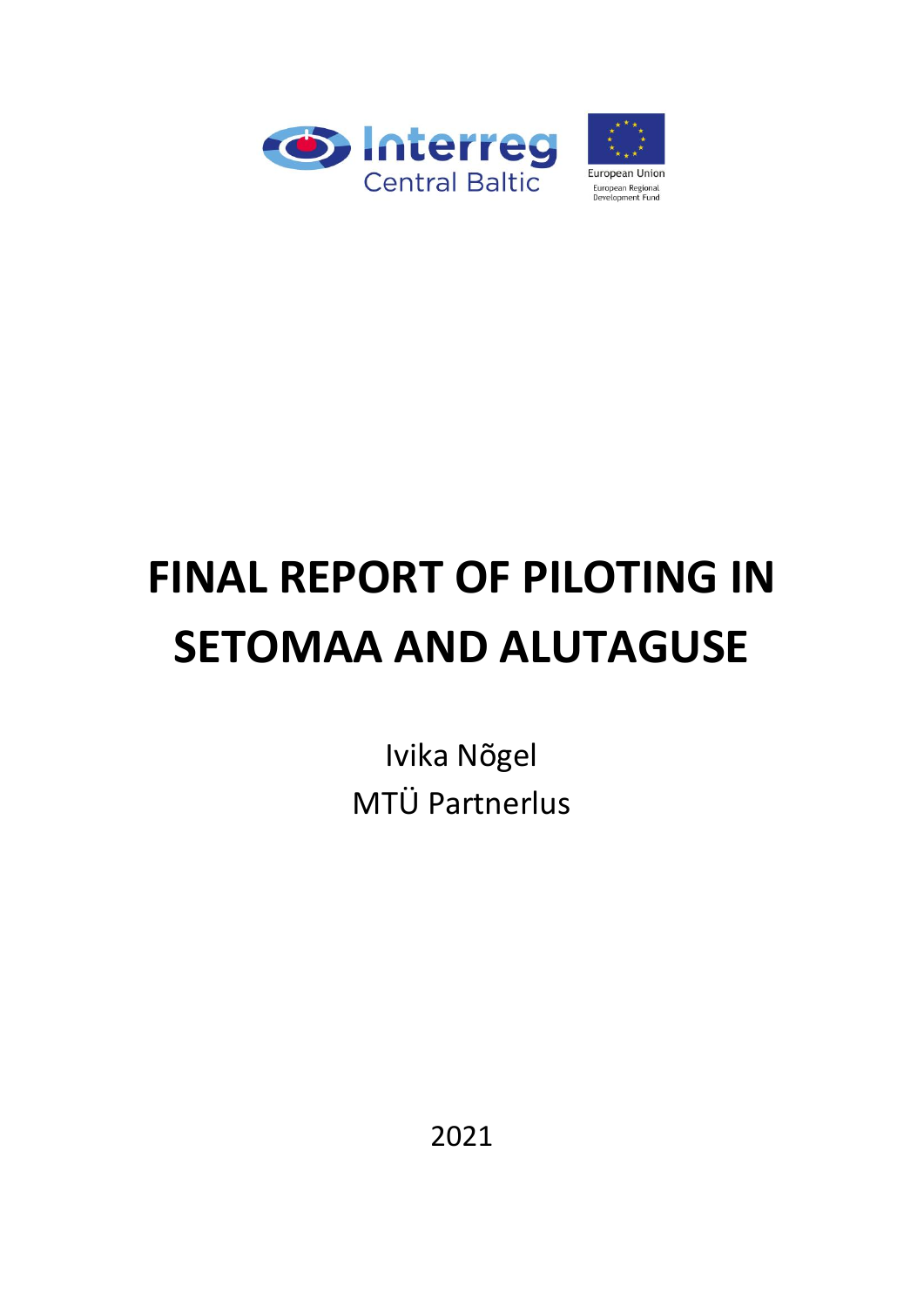Interreg
Central Baltic

European Union
European Regional Development Fund

# FINAL REPORT OF PILOTING IN SETOMAA AND ALUTAGUSE

Ivika Nõgel
MTÜ Partnerlus

2021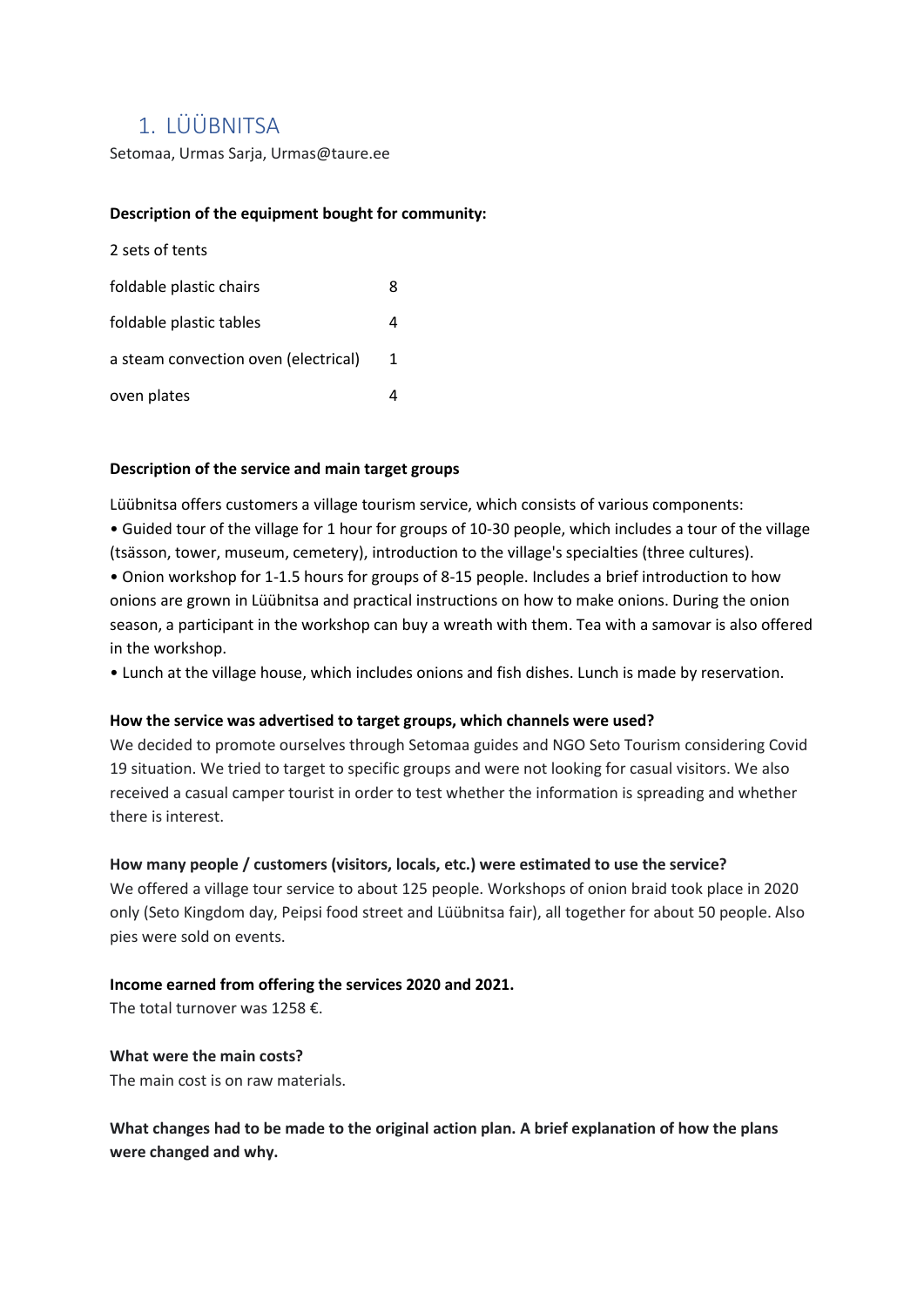# 1. LÜÜBNITSA

Setomaa, Urmas Sarja, Urmas@taure.ee

**Description of the equipment bought for community:**

2 sets of tents

| | |
|---|---|
| foldable plastic chairs | 8 |
| foldable plastic tables | 4 |
| a steam convection oven (electrical) | 1 |
| oven plates | 4 |

**Description of the service and main target groups**

Lüübnitsa offers customers a village tourism service, which consists of various components:

- Guided tour of the village for 1 hour for groups of 10-30 people, which includes a tour of the village (tsässon, tower, museum, cemetery), introduction to the village's specialties (three cultures).
- Onion workshop for 1-1.5 hours for groups of 8-15 people. Includes a brief introduction to how onions are grown in Lüübnitsa and practical instructions on how to make onions. During the onion season, a participant in the workshop can buy a wreath with them. Tea with a samovar is also offered in the workshop.
- Lunch at the village house, which includes onions and fish dishes. Lunch is made by reservation.

**How the service was advertised to target groups, which channels were used?**

We decided to promote ourselves through Setomaa guides and NGO Seto Tourism considering Covid 19 situation. We tried to target to specific groups and were not looking for casual visitors. We also received a casual camper tourist in order to test whether the information is spreading and whether there is interest.

**How many people / customers (visitors, locals, etc.) were estimated to use the service?**

We offered a village tour service to about 125 people. Workshops of onion braid took place in 2020 only (Seto Kingdom day, Peipsi food street and Lüübnitsa fair), all together for about 50 people. Also pies were sold on events.

**Income earned from offering the services 2020 and 2021.**

The total turnover was 1258 €.

**What were the main costs?**

The main cost is on raw materials.

**What changes had to be made to the original action plan. A brief explanation of how the plans were changed and why.**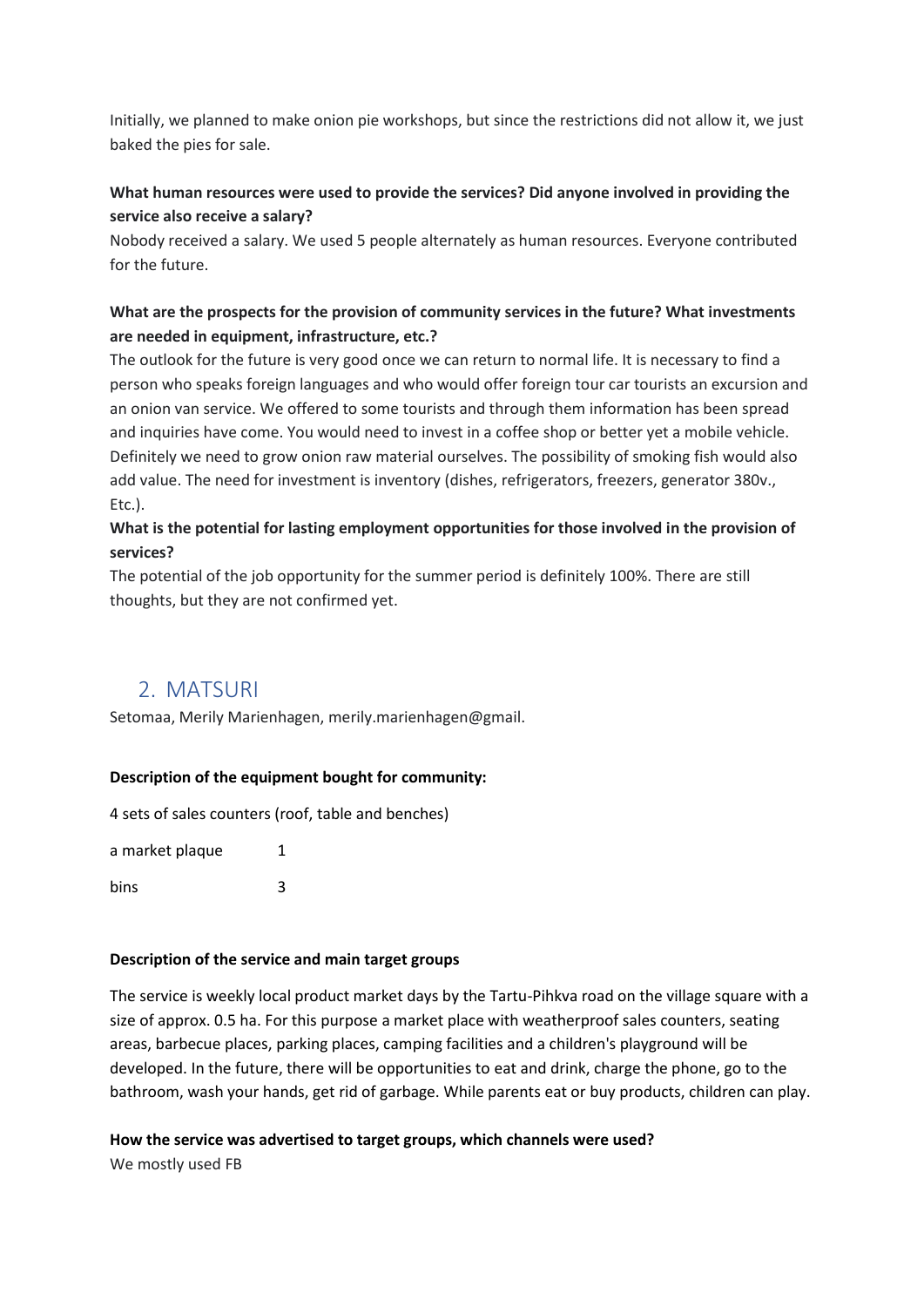Initially, we planned to make onion pie workshops, but since the restrictions did not allow it, we just baked the pies for sale.

**What human resources were used to provide the services? Did anyone involved in providing the service also receive a salary?**

Nobody received a salary. We used 5 people alternately as human resources. Everyone contributed for the future.

**What are the prospects for the provision of community services in the future? What investments are needed in equipment, infrastructure, etc.?**

The outlook for the future is very good once we can return to normal life. It is necessary to find a person who speaks foreign languages and who would offer foreign tour car tourists an excursion and an onion van service. We offered to some tourists and through them information has been spread and inquiries have come. You would need to invest in a coffee shop or better yet a mobile vehicle. Definitely we need to grow onion raw material ourselves. The possibility of smoking fish would also add value. The need for investment is inventory (dishes, refrigerators, freezers, generator 380v., Etc.).

**What is the potential for lasting employment opportunities for those involved in the provision of services?**

The potential of the job opportunity for the summer period is definitely 100%. There are still thoughts, but they are not confirmed yet.

## 2. MATSURI

Setomaa, Merily Marienhagen, merily.marienhagen@gmail.

**Description of the equipment bought for community:**

4 sets of sales counters (roof, table and benches)

a market plaque 1

bins 3

**Description of the service and main target groups**

The service is weekly local product market days by the Tartu-Pihkva road on the village square with a size of approx. 0.5 ha. For this purpose a market place with weatherproof sales counters, seating areas, barbecue places, parking places, camping facilities and a children's playground will be developed. In the future, there will be opportunities to eat and drink, charge the phone, go to the bathroom, wash your hands, get rid of garbage. While parents eat or buy products, children can play.

**How the service was advertised to target groups, which channels were used?**

We mostly used FB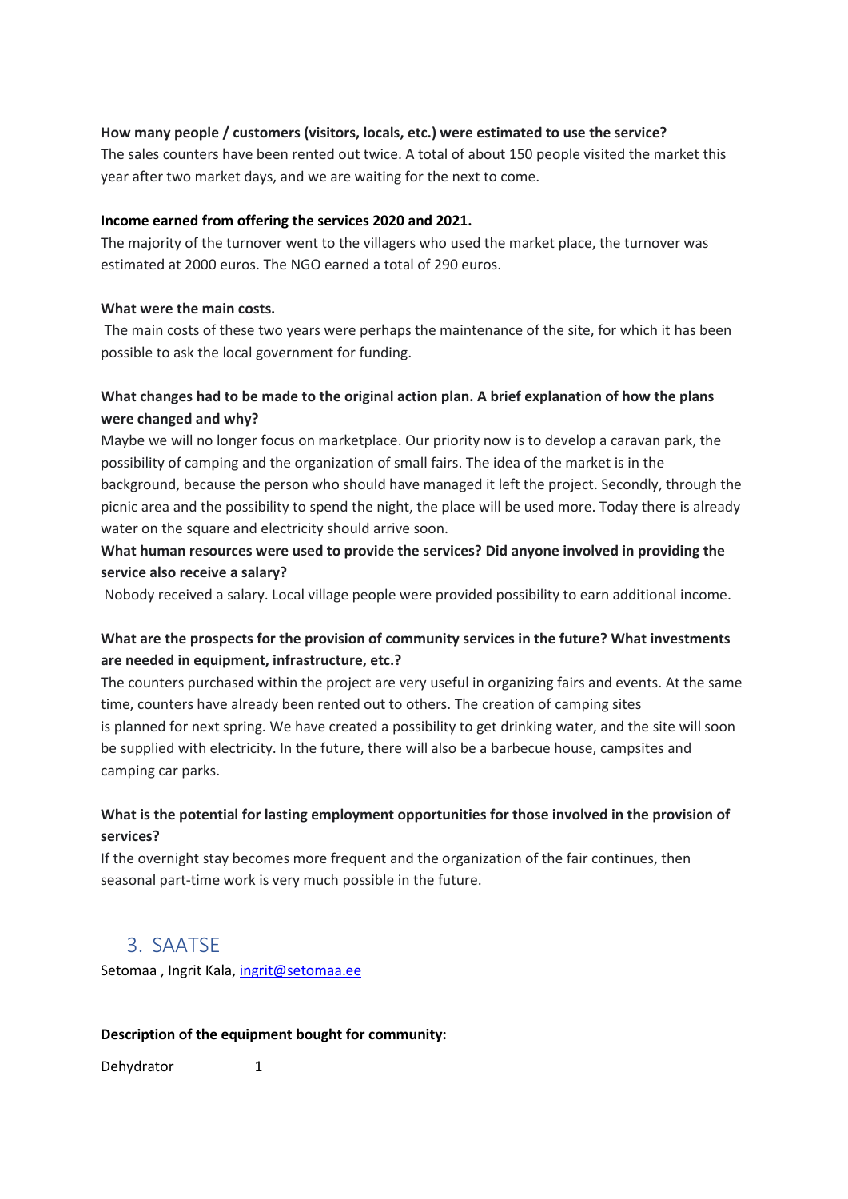**How many people / customers (visitors, locals, etc.) were estimated to use the service?**

The sales counters have been rented out twice. A total of about 150 people visited the market this year after two market days, and we are waiting for the next to come.

**Income earned from offering the services 2020 and 2021.**

The majority of the turnover went to the villagers who used the market place, the turnover was estimated at 2000 euros. The NGO earned a total of 290 euros.

**What were the main costs.**

The main costs of these two years were perhaps the maintenance of the site, for which it has been possible to ask the local government for funding.

**What changes had to be made to the original action plan. A brief explanation of how the plans were changed and why?**

Maybe we will no longer focus on marketplace. Our priority now is to develop a caravan park, the possibility of camping and the organization of small fairs. The idea of the market is in the background, because the person who should have managed it left the project. Secondly, through the picnic area and the possibility to spend the night, the place will be used more. Today there is already water on the square and electricity should arrive soon.

**What human resources were used to provide the services? Did anyone involved in providing the service also receive a salary?**

Nobody received a salary. Local village people were provided possibility to earn additional income.

**What are the prospects for the provision of community services in the future? What investments are needed in equipment, infrastructure, etc.?**

The counters purchased within the project are very useful in organizing fairs and events. At the same time, counters have already been rented out to others. The creation of camping sites is planned for next spring. We have created a possibility to get drinking water, and the site will soon be supplied with electricity. In the future, there will also be a barbecue house, campsites and camping car parks.

**What is the potential for lasting employment opportunities for those involved in the provision of services?**

If the overnight stay becomes more frequent and the organization of the fair continues, then seasonal part-time work is very much possible in the future.

## 3. SAATSE

Setomaa , Ingrit Kala, [ingrit@setomaa.ee](mailto:ingrit@setomaa.ee)

**Description of the equipment bought for community:**

Dehydrator 1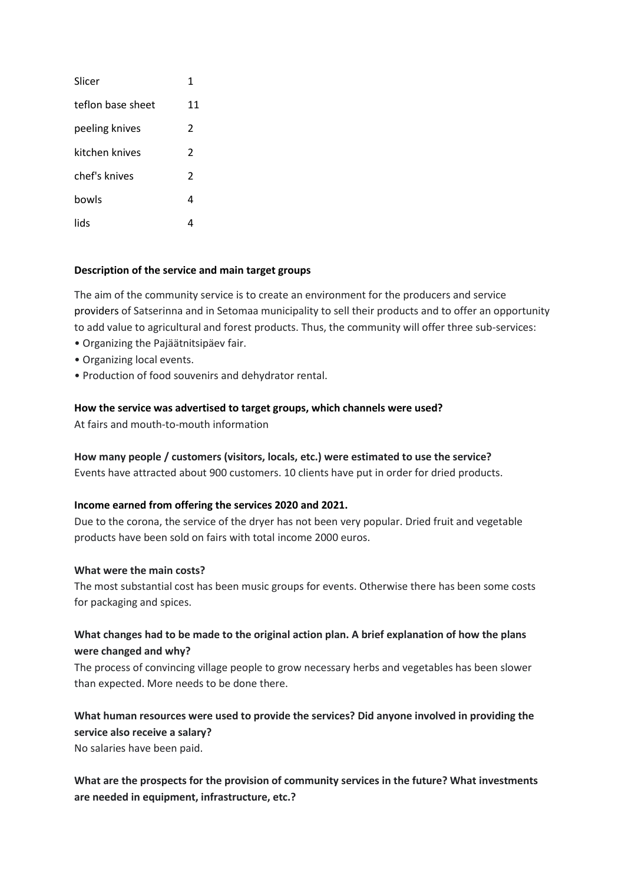| Slicer | 1 |
|---|---|
| teflon base sheet | 11 |
| peeling knives | 2 |
| kitchen knives | 2 |
| chef's knives | 2 |
| bowls | 4 |
| lids | 4 |

**Description of the service and main target groups**

The aim of the community service is to create an environment for the producers and service providers of Satserinna and in Setomaa municipality to sell their products and to offer an opportunity to add value to agricultural and forest products. Thus, the community will offer three sub-services:

- Organizing the Pajäätnitsipäev fair.
- Organizing local events.
- Production of food souvenirs and dehydrator rental.

**How the service was advertised to target groups, which channels were used?**

At fairs and mouth-to-mouth information

**How many people / customers (visitors, locals, etc.) were estimated to use the service?**

Events have attracted about 900 customers. 10 clients have put in order for dried products.

**Income earned from offering the services 2020 and 2021.**

Due to the corona, the service of the dryer has not been very popular. Dried fruit and vegetable products have been sold on fairs with total income 2000 euros.

**What were the main costs?**

The most substantial cost has been music groups for events. Otherwise there has been some costs for packaging and spices.

**What changes had to be made to the original action plan. A brief explanation of how the plans were changed and why?**

The process of convincing village people to grow necessary herbs and vegetables has been slower than expected. More needs to be done there.

**What human resources were used to provide the services? Did anyone involved in providing the service also receive a salary?**

No salaries have been paid.

**What are the prospects for the provision of community services in the future? What investments are needed in equipment, infrastructure, etc.?**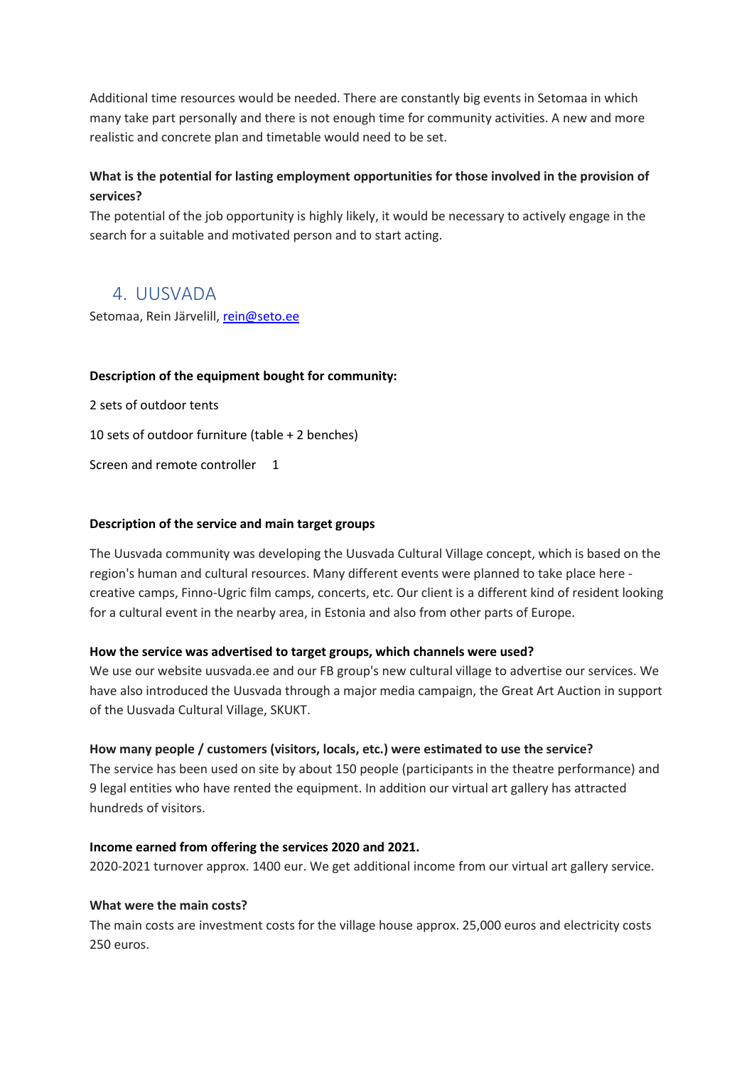Additional time resources would be needed. There are constantly big events in Setomaa in which many take part personally and there is not enough time for community activities. A new and more realistic and concrete plan and timetable would need to be set.

**What is the potential for lasting employment opportunities for those involved in the provision of services?**

The potential of the job opportunity is highly likely, it would be necessary to actively engage in the search for a suitable and motivated person and to start acting.

## 4. UUSVADA

Setomaa, Rein Järvelill, rein@seto.ee

**Description of the equipment bought for community:**

2 sets of outdoor tents

10 sets of outdoor furniture (table + 2 benches)

Screen and remote controller 1

**Description of the service and main target groups**

The Uusvada community was developing the Uusvada Cultural Village concept, which is based on the region's human and cultural resources. Many different events were planned to take place here - creative camps, Finno-Ugric film camps, concerts, etc. Our client is a different kind of resident looking for a cultural event in the nearby area, in Estonia and also from other parts of Europe.

**How the service was advertised to target groups, which channels were used?**

We use our website uusvada.ee and our FB group's new cultural village to advertise our services. We have also introduced the Uusvada through a major media campaign, the Great Art Auction in support of the Uusvada Cultural Village, SKUKT.

**How many people / customers (visitors, locals, etc.) were estimated to use the service?**

The service has been used on site by about 150 people (participants in the theatre performance) and 9 legal entities who have rented the equipment. In addition our virtual art gallery has attracted hundreds of visitors.

**Income earned from offering the services 2020 and 2021.**

2020-2021 turnover approx. 1400 eur. We get additional income from our virtual art gallery service.

**What were the main costs?**

The main costs are investment costs for the village house approx. 25,000 euros and electricity costs 250 euros.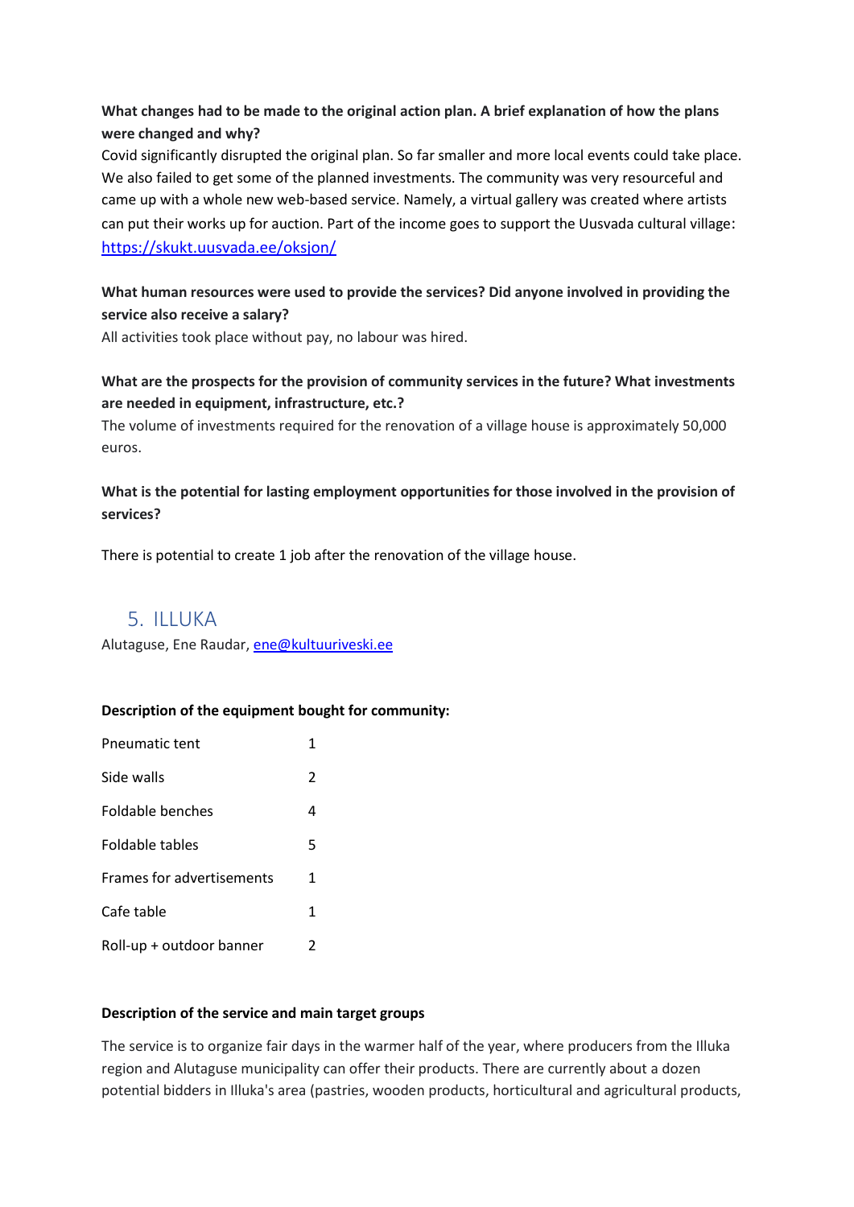**What changes had to be made to the original action plan. A brief explanation of how the plans were changed and why?**

Covid significantly disrupted the original plan. So far smaller and more local events could take place. We also failed to get some of the planned investments. The community was very resourceful and came up with a whole new web-based service. Namely, a virtual gallery was created where artists can put their works up for auction. Part of the income goes to support the Uusvada cultural village: [https://skukt.uusvada.ee/oksjon/](https://skukt.uusvada.ee/oksjon/)

**What human resources were used to provide the services? Did anyone involved in providing the service also receive a salary?**

All activities took place without pay, no labour was hired.

**What are the prospects for the provision of community services in the future? What investments are needed in equipment, infrastructure, etc.?**

The volume of investments required for the renovation of a village house is approximately 50,000 euros.

**What is the potential for lasting employment opportunities for those involved in the provision of services?**

There is potential to create 1 job after the renovation of the village house.

## 5. ILLUKA

Alutaguse, Ene Raudar, [ene@kultuuriveski.ee](mailto:ene@kultuuriveski.ee)

**Description of the equipment bought for community:**

| | |
|---|---|
| Pneumatic tent | 1 |
| Side walls | 2 |
| Foldable benches | 4 |
| Foldable tables | 5 |
| Frames for advertisements | 1 |
| Cafe table | 1 |
| Roll-up + outdoor banner | 2 |

**Description of the service and main target groups**

The service is to organize fair days in the warmer half of the year, where producers from the Illuka region and Alutaguse municipality can offer their products. There are currently about a dozen potential bidders in Illuka's area (pastries, wooden products, horticultural and agricultural products,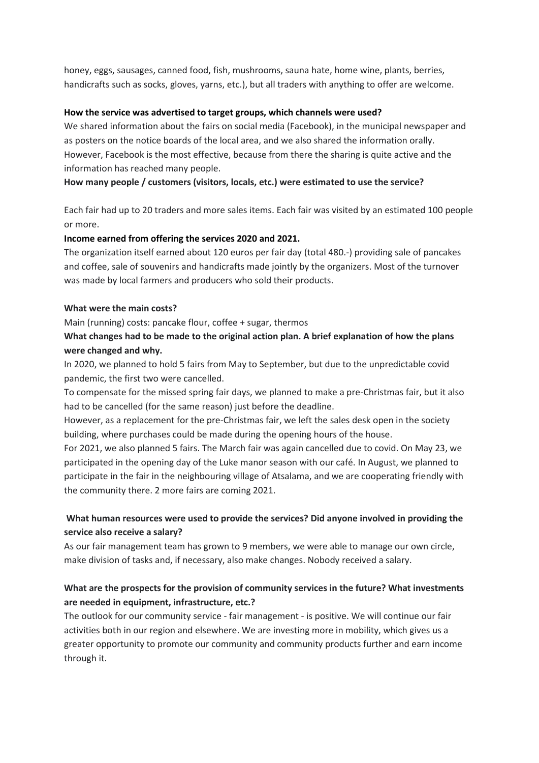honey, eggs, sausages, canned food, fish, mushrooms, sauna hate, home wine, plants, berries, handicrafts such as socks, gloves, yarns, etc.), but all traders with anything to offer are welcome.

**How the service was advertised to target groups, which channels were used?**

We shared information about the fairs on social media (Facebook), in the municipal newspaper and as posters on the notice boards of the local area, and we also shared the information orally. However, Facebook is the most effective, because from there the sharing is quite active and the information has reached many people.

**How many people / customers (visitors, locals, etc.) were estimated to use the service?**

Each fair had up to 20 traders and more sales items. Each fair was visited by an estimated 100 people or more.

**Income earned from offering the services 2020 and 2021.**

The organization itself earned about 120 euros per fair day (total 480.-) providing sale of pancakes and coffee, sale of souvenirs and handicrafts made jointly by the organizers. Most of the turnover was made by local farmers and producers who sold their products.

**What were the main costs?**

Main (running) costs: pancake flour, coffee + sugar, thermos

**What changes had to be made to the original action plan. A brief explanation of how the plans were changed and why.**

In 2020, we planned to hold 5 fairs from May to September, but due to the unpredictable covid pandemic, the first two were cancelled.

To compensate for the missed spring fair days, we planned to make a pre-Christmas fair, but it also had to be cancelled (for the same reason) just before the deadline.

However, as a replacement for the pre-Christmas fair, we left the sales desk open in the society building, where purchases could be made during the opening hours of the house.

For 2021, we also planned 5 fairs. The March fair was again cancelled due to covid. On May 23, we participated in the opening day of the Luke manor season with our café. In August, we planned to participate in the fair in the neighbouring village of Atsalama, and we are cooperating friendly with the community there. 2 more fairs are coming 2021.

**What human resources were used to provide the services? Did anyone involved in providing the service also receive a salary?**

As our fair management team has grown to 9 members, we were able to manage our own circle, make division of tasks and, if necessary, also make changes. Nobody received a salary.

**What are the prospects for the provision of community services in the future? What investments are needed in equipment, infrastructure, etc.?**

The outlook for our community service - fair management - is positive. We will continue our fair activities both in our region and elsewhere. We are investing more in mobility, which gives us a greater opportunity to promote our community and community products further and earn income through it.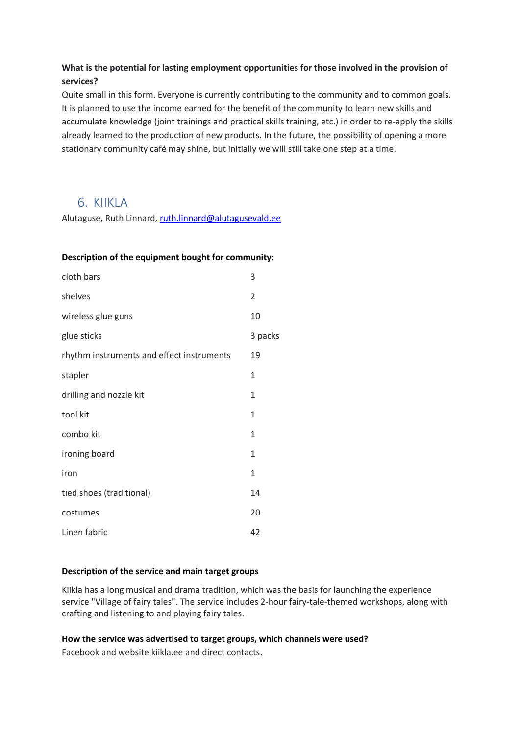**What is the potential for lasting employment opportunities for those involved in the provision of services?**

Quite small in this form. Everyone is currently contributing to the community and to common goals. It is planned to use the income earned for the benefit of the community to learn new skills and accumulate knowledge (joint trainings and practical skills training, etc.) in order to re-apply the skills already learned to the production of new products. In the future, the possibility of opening a more stationary community café may shine, but initially we will still take one step at a time.

## 6. KIIKLA

Alutaguse, Ruth Linnard, ruth.linnard@alutagusevald.ee

**Description of the equipment bought for community:**

| | |
|---|---|
| cloth bars | 3 |
| shelves | 2 |
| wireless glue guns | 10 |
| glue sticks | 3 packs |
| rhythm instruments and effect instruments | 19 |
| stapler | 1 |
| drilling and nozzle kit | 1 |
| tool kit | 1 |
| combo kit | 1 |
| ironing board | 1 |
| iron | 1 |
| tied shoes (traditional) | 14 |
| costumes | 20 |
| Linen fabric | 42 |

**Description of the service and main target groups**

Kiikla has a long musical and drama tradition, which was the basis for launching the experience service "Village of fairy tales". The service includes 2-hour fairy-tale-themed workshops, along with crafting and listening to and playing fairy tales.

**How the service was advertised to target groups, which channels were used?**

Facebook and website kiikla.ee and direct contacts.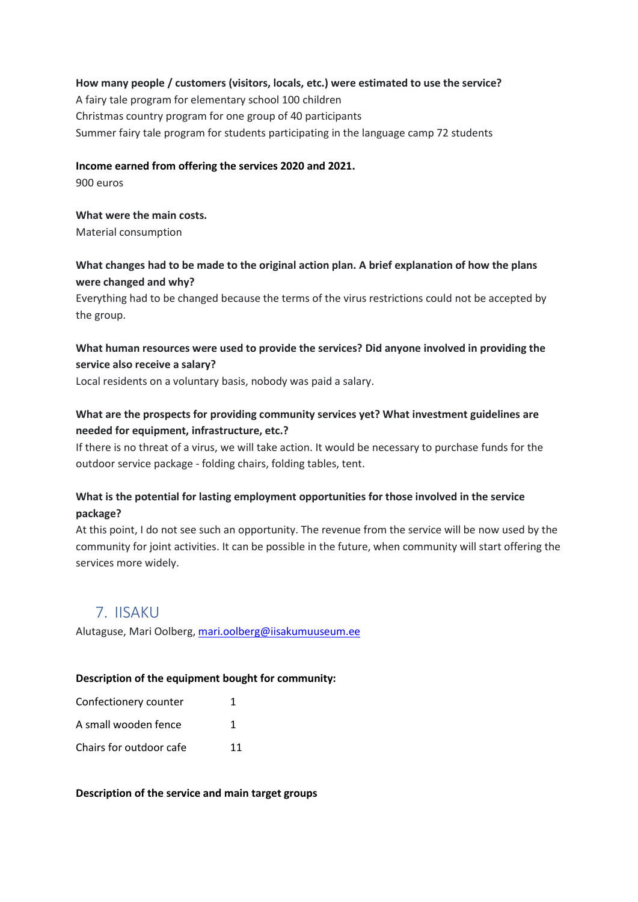**How many people / customers (visitors, locals, etc.) were estimated to use the service?**

A fairy tale program for elementary school 100 children

Christmas country program for one group of 40 participants

Summer fairy tale program for students participating in the language camp 72 students

**Income earned from offering the services 2020 and 2021.**

900 euros

**What were the main costs.**

Material consumption

**What changes had to be made to the original action plan. A brief explanation of how the plans were changed and why?**

Everything had to be changed because the terms of the virus restrictions could not be accepted by the group.

**What human resources were used to provide the services? Did anyone involved in providing the service also receive a salary?**

Local residents on a voluntary basis, nobody was paid a salary.

**What are the prospects for providing community services yet? What investment guidelines are needed for equipment, infrastructure, etc.?**

If there is no threat of a virus, we will take action. It would be necessary to purchase funds for the outdoor service package - folding chairs, folding tables, tent.

**What is the potential for lasting employment opportunities for those involved in the service package?**

At this point, I do not see such an opportunity. The revenue from the service will be now used by the community for joint activities. It can be possible in the future, when community will start offering the services more widely.

## 7. IISAKU

Alutaguse, Mari Oolberg, mari.oolberg@iisakumuuseum.ee

**Description of the equipment bought for community:**

| | |
|---|---|
| Confectionery counter | 1 |
| A small wooden fence | 1 |
| Chairs for outdoor cafe | 11 |

**Description of the service and main target groups**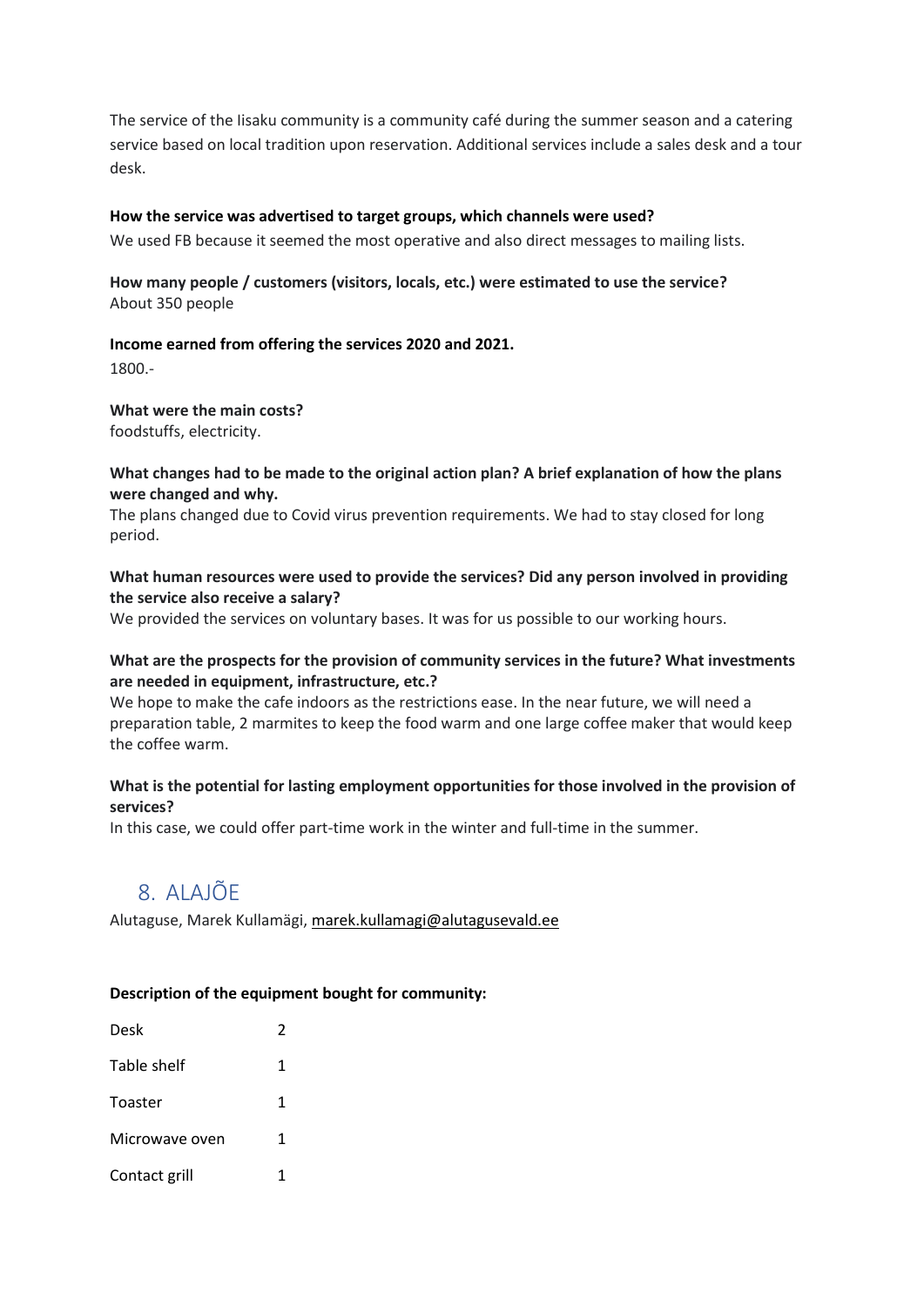The service of the Iisaku community is a community café during the summer season and a catering service based on local tradition upon reservation. Additional services include a sales desk and a tour desk.

**How the service was advertised to target groups, which channels were used?**

We used FB because it seemed the most operative and also direct messages to mailing lists.

**How many people / customers (visitors, locals, etc.) were estimated to use the service?**

About 350 people

**Income earned from offering the services 2020 and 2021.**

1800.-

**What were the main costs?**

foodstuffs, electricity.

**What changes had to be made to the original action plan? A brief explanation of how the plans were changed and why.**

The plans changed due to Covid virus prevention requirements. We had to stay closed for long period.

**What human resources were used to provide the services? Did any person involved in providing the service also receive a salary?**

We provided the services on voluntary bases. It was for us possible to our working hours.

**What are the prospects for the provision of community services in the future? What investments are needed in equipment, infrastructure, etc.?**

We hope to make the cafe indoors as the restrictions ease. In the near future, we will need a preparation table, 2 marmites to keep the food warm and one large coffee maker that would keep the coffee warm.

**What is the potential for lasting employment opportunities for those involved in the provision of services?**

In this case, we could offer part-time work in the winter and full-time in the summer.

## 8. ALAJÕE

Alutaguse, Marek Kullamägi, marek.kullamagi@alutagusevald.ee

**Description of the equipment bought for community:**

| | |
|---|---|
| Desk | 2 |
| Table shelf | 1 |
| Toaster | 1 |
| Microwave oven | 1 |
| Contact grill | 1 |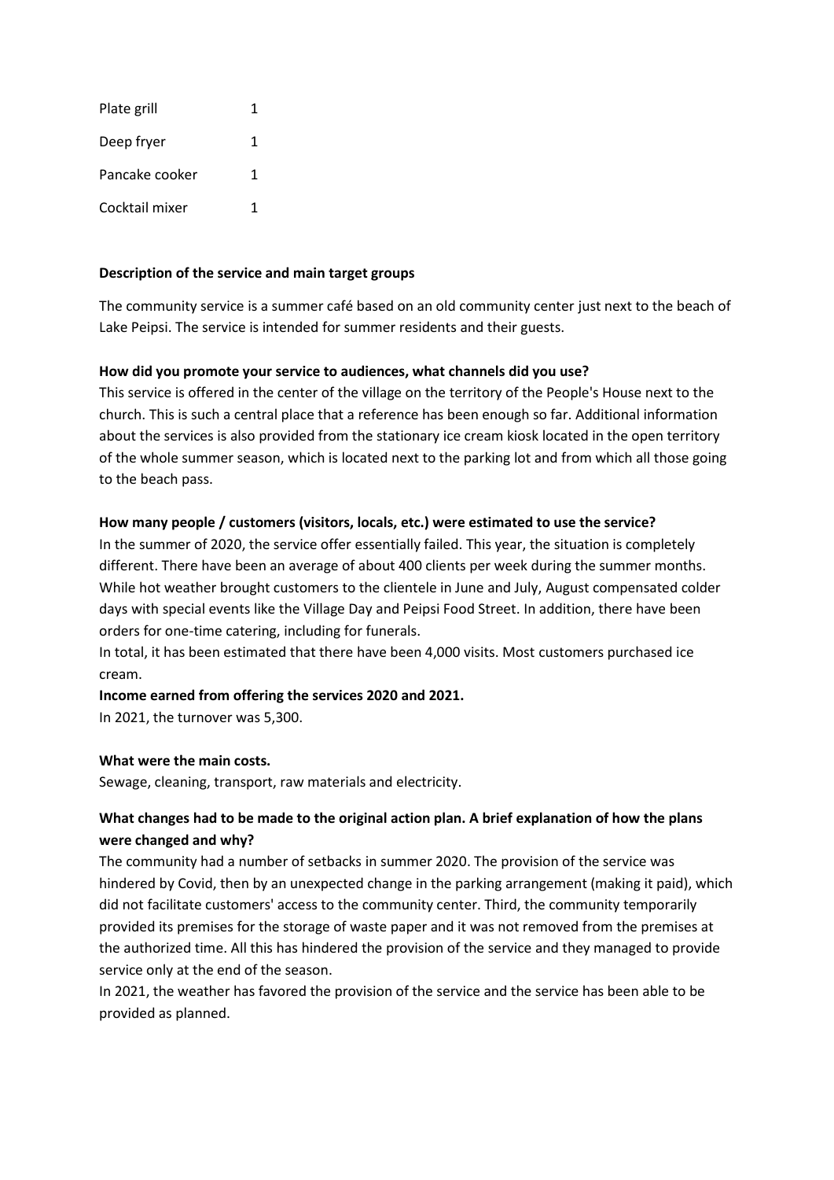| | |
|---|---|
| Plate grill | 1 |
| Deep fryer | 1 |
| Pancake cooker | 1 |
| Cocktail mixer | 1 |

**Description of the service and main target groups**

The community service is a summer café based on an old community center just next to the beach of Lake Peipsi. The service is intended for summer residents and their guests.

**How did you promote your service to audiences, what channels did you use?**

This service is offered in the center of the village on the territory of the People's House next to the church. This is such a central place that a reference has been enough so far. Additional information about the services is also provided from the stationary ice cream kiosk located in the open territory of the whole summer season, which is located next to the parking lot and from which all those going to the beach pass.

**How many people / customers (visitors, locals, etc.) were estimated to use the service?**

In the summer of 2020, the service offer essentially failed. This year, the situation is completely different. There have been an average of about 400 clients per week during the summer months. While hot weather brought customers to the clientele in June and July, August compensated colder days with special events like the Village Day and Peipsi Food Street. In addition, there have been orders for one-time catering, including for funerals.

In total, it has been estimated that there have been 4,000 visits. Most customers purchased ice cream.

**Income earned from offering the services 2020 and 2021.**

In 2021, the turnover was 5,300.

**What were the main costs.**

Sewage, cleaning, transport, raw materials and electricity.

**What changes had to be made to the original action plan. A brief explanation of how the plans were changed and why?**

The community had a number of setbacks in summer 2020. The provision of the service was hindered by Covid, then by an unexpected change in the parking arrangement (making it paid), which did not facilitate customers' access to the community center. Third, the community temporarily provided its premises for the storage of waste paper and it was not removed from the premises at the authorized time. All this has hindered the provision of the service and they managed to provide service only at the end of the season.

In 2021, the weather has favored the provision of the service and the service has been able to be provided as planned.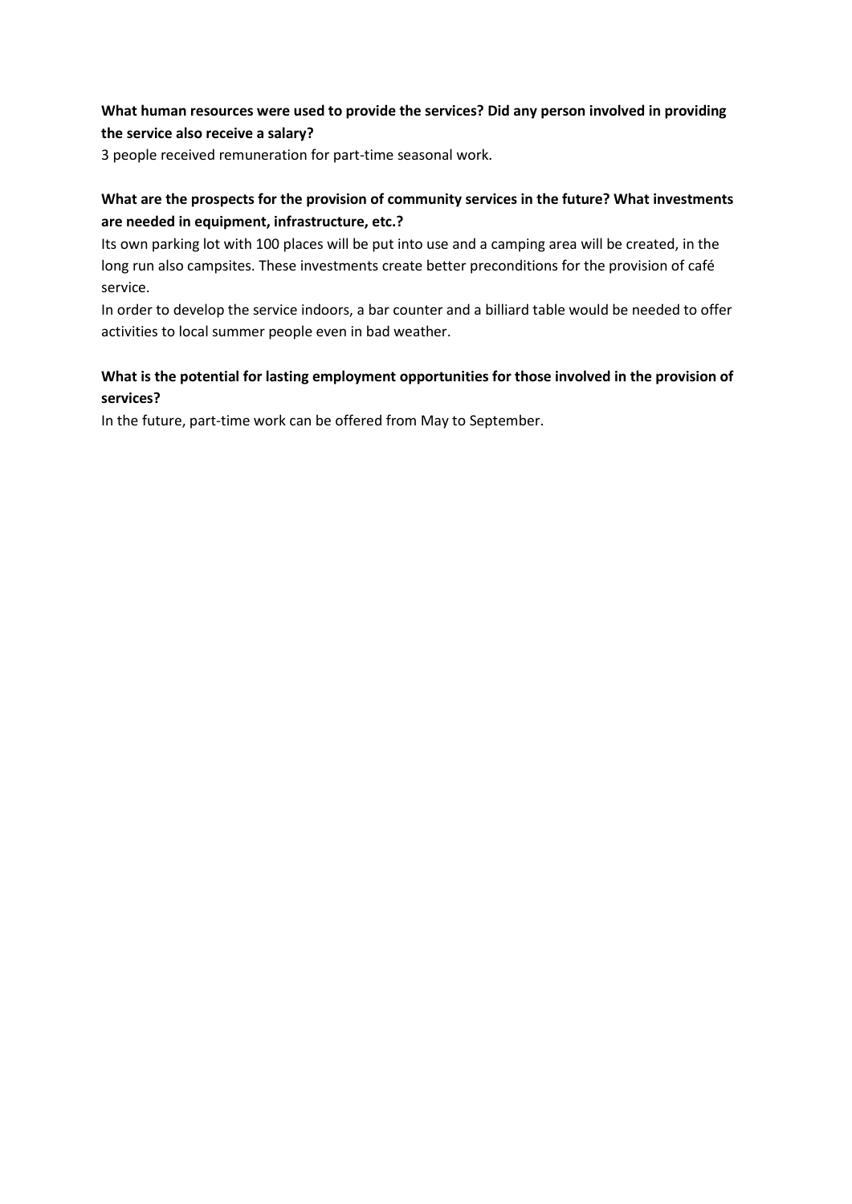**What human resources were used to provide the services? Did any person involved in providing the service also receive a salary?**

3 people received remuneration for part-time seasonal work.

**What are the prospects for the provision of community services in the future? What investments are needed in equipment, infrastructure, etc.?**

Its own parking lot with 100 places will be put into use and a camping area will be created, in the long run also campsites. These investments create better preconditions for the provision of café service.

In order to develop the service indoors, a bar counter and a billiard table would be needed to offer activities to local summer people even in bad weather.

**What is the potential for lasting employment opportunities for those involved in the provision of services?**

In the future, part-time work can be offered from May to September.